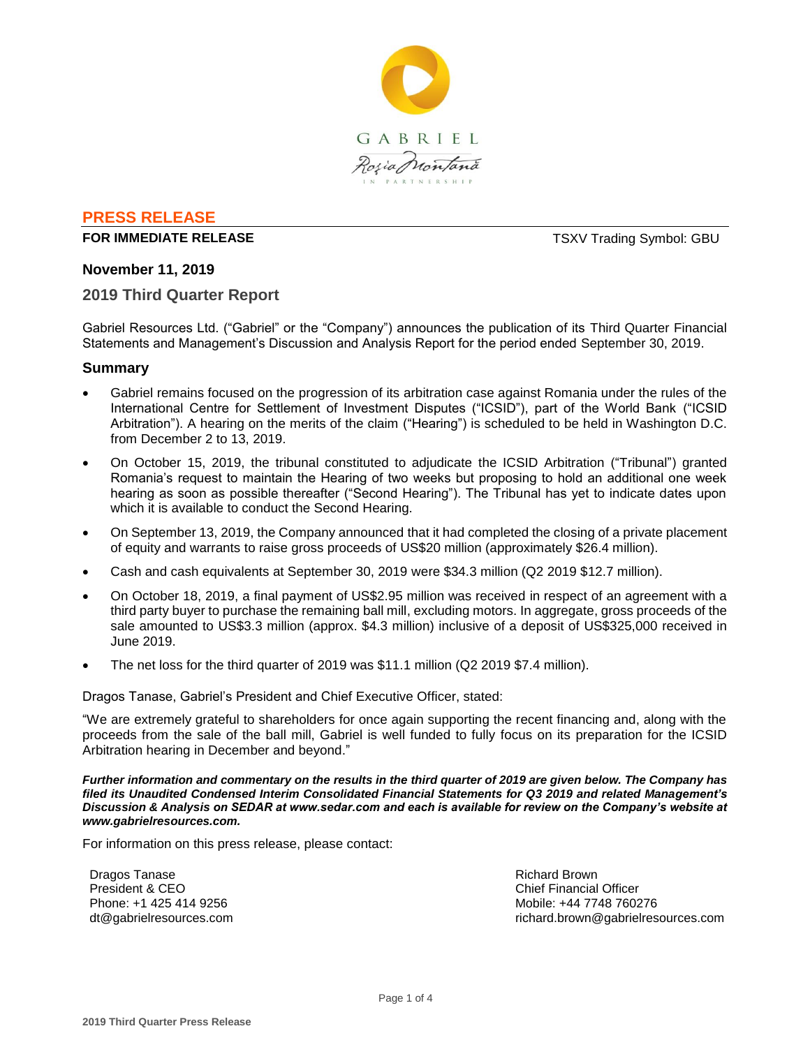GABRIEL

Roşia Montană

IN PARTNERSHIP

## PRESS RELEASE

**FOR IMMEDIATE RELEASE** TSXV Trading Symbol: GBU

**November 11, 2019**

### 2019 Third Quarter Report

Gabriel Resources Ltd. ("Gabriel" or the "Company") announces the publication of its Third Quarter Financial Statements and Management's Discussion and Analysis Report for the period ended September 30, 2019.

### Summary

- Gabriel remains focused on the progression of its arbitration case against Romania under the rules of the International Centre for Settlement of Investment Disputes ("ICSID"), part of the World Bank ("ICSID Arbitration"). A hearing on the merits of the claim ("Hearing") is scheduled to be held in Washington D.C. from December 2 to 13, 2019.
- On October 15, 2019, the tribunal constituted to adjudicate the ICSID Arbitration ("Tribunal") granted Romania's request to maintain the Hearing of two weeks but proposing to hold an additional one week hearing as soon as possible thereafter ("Second Hearing"). The Tribunal has yet to indicate dates upon which it is available to conduct the Second Hearing.
- On September 13, 2019, the Company announced that it had completed the closing of a private placement of equity and warrants to raise gross proceeds of US$20 million (approximately $26.4 million).
- Cash and cash equivalents at September 30, 2019 were $34.3 million (Q2 2019 $12.7 million).
- On October 18, 2019, a final payment of US$2.95 million was received in respect of an agreement with a third party buyer to purchase the remaining ball mill, excluding motors. In aggregate, gross proceeds of the sale amounted to US$3.3 million (approx. $4.3 million) inclusive of a deposit of US$325,000 received in June 2019.
- The net loss for the third quarter of 2019 was $11.1 million (Q2 2019 $7.4 million).

Dragos Tanase, Gabriel's President and Chief Executive Officer, stated:

"We are extremely grateful to shareholders for once again supporting the recent financing and, along with the proceeds from the sale of the ball mill, Gabriel is well funded to fully focus on its preparation for the ICSID Arbitration hearing in December and beyond."

***Further information and commentary on the results in the third quarter of 2019 are given below. The Company has filed its Unaudited Condensed Interim Consolidated Financial Statements for Q3 2019 and related Management's Discussion & Analysis on SEDAR at www.sedar.com and each is available for review on the Company's website at www.gabrielresources.com.***

For information on this press release, please contact:

Dragos Tanase
President & CEO
Phone: +1 425 414 9256
dt@gabrielresources.com

Richard Brown
Chief Financial Officer
Mobile: +44 7748 760276
richard.brown@gabrielresources.com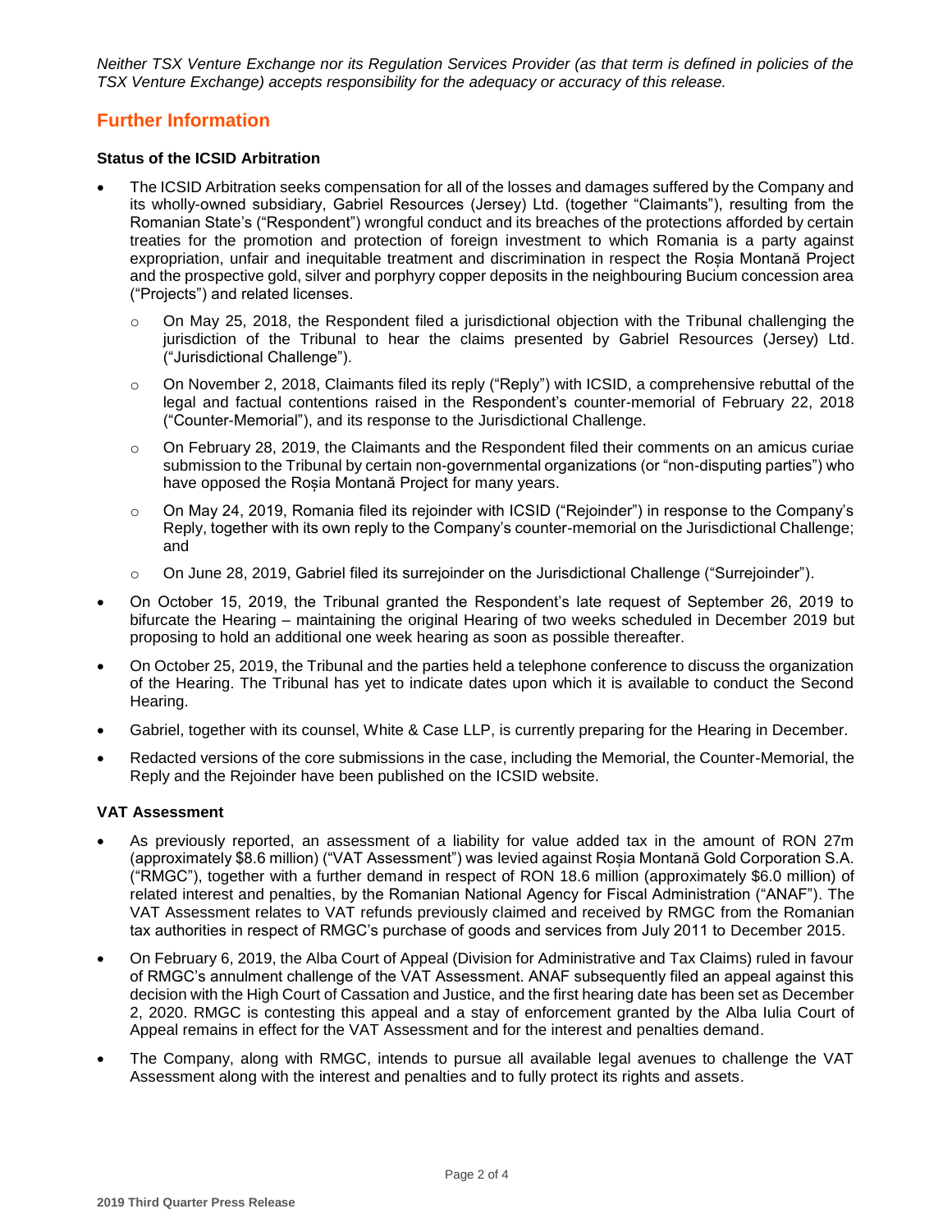*Neither TSX Venture Exchange nor its Regulation Services Provider (as that term is defined in policies of the TSX Venture Exchange) accepts responsibility for the adequacy or accuracy of this release.*

## Further Information

### Status of the ICSID Arbitration

- The ICSID Arbitration seeks compensation for all of the losses and damages suffered by the Company and its wholly-owned subsidiary, Gabriel Resources (Jersey) Ltd. (together "Claimants"), resulting from the Romanian State's ("Respondent") wrongful conduct and its breaches of the protections afforded by certain treaties for the promotion and protection of foreign investment to which Romania is a party against expropriation, unfair and inequitable treatment and discrimination in respect the Roșia Montană Project and the prospective gold, silver and porphyry copper deposits in the neighbouring Bucium concession area ("Projects") and related licenses.
  - On May 25, 2018, the Respondent filed a jurisdictional objection with the Tribunal challenging the jurisdiction of the Tribunal to hear the claims presented by Gabriel Resources (Jersey) Ltd. ("Jurisdictional Challenge").
  - On November 2, 2018, Claimants filed its reply ("Reply") with ICSID, a comprehensive rebuttal of the legal and factual contentions raised in the Respondent's counter-memorial of February 22, 2018 ("Counter-Memorial"), and its response to the Jurisdictional Challenge.
  - On February 28, 2019, the Claimants and the Respondent filed their comments on an amicus curiae submission to the Tribunal by certain non-governmental organizations (or "non-disputing parties") who have opposed the Roșia Montană Project for many years.
  - On May 24, 2019, Romania filed its rejoinder with ICSID ("Rejoinder") in response to the Company's Reply, together with its own reply to the Company's counter-memorial on the Jurisdictional Challenge; and
  - On June 28, 2019, Gabriel filed its surrejoinder on the Jurisdictional Challenge ("Surrejoinder").
- On October 15, 2019, the Tribunal granted the Respondent's late request of September 26, 2019 to bifurcate the Hearing – maintaining the original Hearing of two weeks scheduled in December 2019 but proposing to hold an additional one week hearing as soon as possible thereafter.
- On October 25, 2019, the Tribunal and the parties held a telephone conference to discuss the organization of the Hearing. The Tribunal has yet to indicate dates upon which it is available to conduct the Second Hearing.
- Gabriel, together with its counsel, White & Case LLP, is currently preparing for the Hearing in December.
- Redacted versions of the core submissions in the case, including the Memorial, the Counter-Memorial, the Reply and the Rejoinder have been published on the ICSID website.

### VAT Assessment

- As previously reported, an assessment of a liability for value added tax in the amount of RON 27m (approximately $8.6 million) ("VAT Assessment") was levied against Roșia Montană Gold Corporation S.A. ("RMGC"), together with a further demand in respect of RON 18.6 million (approximately $6.0 million) of related interest and penalties, by the Romanian National Agency for Fiscal Administration ("ANAF"). The VAT Assessment relates to VAT refunds previously claimed and received by RMGC from the Romanian tax authorities in respect of RMGC's purchase of goods and services from July 2011 to December 2015.
- On February 6, 2019, the Alba Court of Appeal (Division for Administrative and Tax Claims) ruled in favour of RMGC's annulment challenge of the VAT Assessment. ANAF subsequently filed an appeal against this decision with the High Court of Cassation and Justice, and the first hearing date has been set as December 2, 2020. RMGC is contesting this appeal and a stay of enforcement granted by the Alba Iulia Court of Appeal remains in effect for the VAT Assessment and for the interest and penalties demand.
- The Company, along with RMGC, intends to pursue all available legal avenues to challenge the VAT Assessment along with the interest and penalties and to fully protect its rights and assets.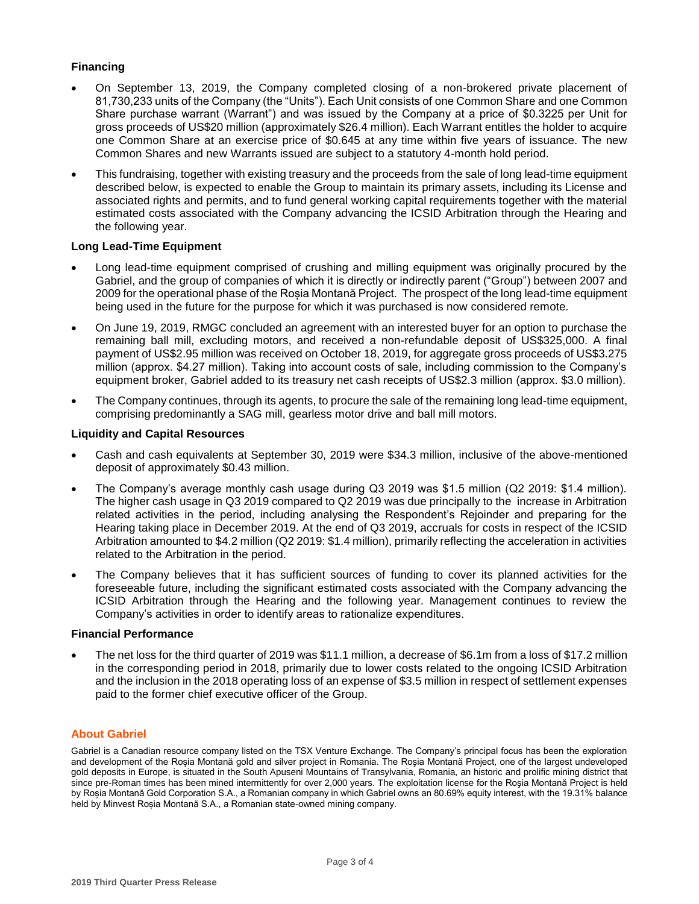### Financing

- On September 13, 2019, the Company completed closing of a non-brokered private placement of 81,730,233 units of the Company (the "Units"). Each Unit consists of one Common Share and one Common Share purchase warrant (Warrant") and was issued by the Company at a price of $0.3225 per Unit for gross proceeds of US$20 million (approximately $26.4 million). Each Warrant entitles the holder to acquire one Common Share at an exercise price of $0.645 at any time within five years of issuance. The new Common Shares and new Warrants issued are subject to a statutory 4-month hold period.
- This fundraising, together with existing treasury and the proceeds from the sale of long lead-time equipment described below, is expected to enable the Group to maintain its primary assets, including its License and associated rights and permits, and to fund general working capital requirements together with the material estimated costs associated with the Company advancing the ICSID Arbitration through the Hearing and the following year.

### Long Lead-Time Equipment

- Long lead-time equipment comprised of crushing and milling equipment was originally procured by the Gabriel, and the group of companies of which it is directly or indirectly parent ("Group") between 2007 and 2009 for the operational phase of the Roșia Montană Project. The prospect of the long lead-time equipment being used in the future for the purpose for which it was purchased is now considered remote.
- On June 19, 2019, RMGC concluded an agreement with an interested buyer for an option to purchase the remaining ball mill, excluding motors, and received a non-refundable deposit of US$325,000. A final payment of US$2.95 million was received on October 18, 2019, for aggregate gross proceeds of US$3.275 million (approx. $4.27 million). Taking into account costs of sale, including commission to the Company's equipment broker, Gabriel added to its treasury net cash receipts of US$2.3 million (approx. $3.0 million).
- The Company continues, through its agents, to procure the sale of the remaining long lead-time equipment, comprising predominantly a SAG mill, gearless motor drive and ball mill motors.

### Liquidity and Capital Resources

- Cash and cash equivalents at September 30, 2019 were $34.3 million, inclusive of the above-mentioned deposit of approximately $0.43 million.
- The Company's average monthly cash usage during Q3 2019 was $1.5 million (Q2 2019: $1.4 million). The higher cash usage in Q3 2019 compared to Q2 2019 was due principally to the increase in Arbitration related activities in the period, including analysing the Respondent's Rejoinder and preparing for the Hearing taking place in December 2019. At the end of Q3 2019, accruals for costs in respect of the ICSID Arbitration amounted to $4.2 million (Q2 2019: $1.4 million), primarily reflecting the acceleration in activities related to the Arbitration in the period.
- The Company believes that it has sufficient sources of funding to cover its planned activities for the foreseeable future, including the significant estimated costs associated with the Company advancing the ICSID Arbitration through the Hearing and the following year. Management continues to review the Company's activities in order to identify areas to rationalize expenditures.

### Financial Performance

- The net loss for the third quarter of 2019 was $11.1 million, a decrease of $6.1m from a loss of $17.2 million in the corresponding period in 2018, primarily due to lower costs related to the ongoing ICSID Arbitration and the inclusion in the 2018 operating loss of an expense of $3.5 million in respect of settlement expenses paid to the former chief executive officer of the Group.

## About Gabriel

Gabriel is a Canadian resource company listed on the TSX Venture Exchange. The Company's principal focus has been the exploration and development of the Roşia Montană gold and silver project in Romania. The Roşia Montană Project, one of the largest undeveloped gold deposits in Europe, is situated in the South Apuseni Mountains of Transylvania, Romania, an historic and prolific mining district that since pre-Roman times has been mined intermittently for over 2,000 years. The exploitation license for the Roşia Montană Project is held by Roșia Montană Gold Corporation S.A., a Romanian company in which Gabriel owns an 80.69% equity interest, with the 19.31% balance held by Minvest Roșia Montană S.A., a Romanian state-owned mining company.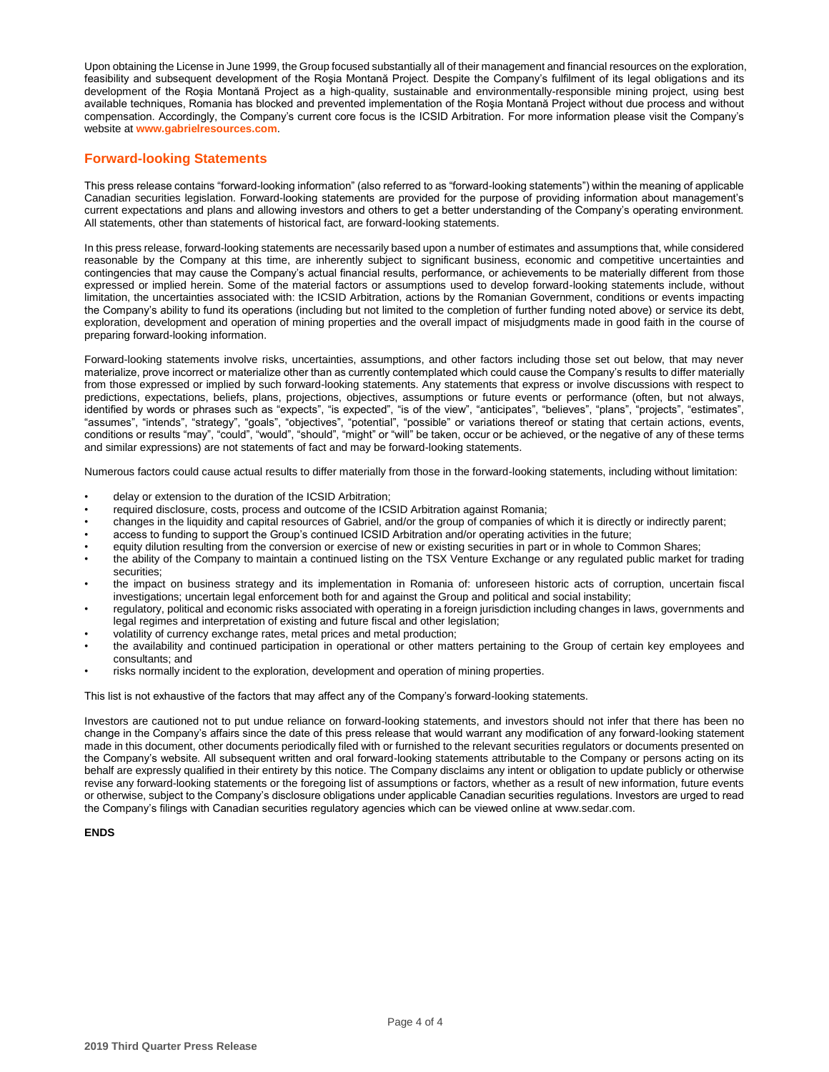Upon obtaining the License in June 1999, the Group focused substantially all of their management and financial resources on the exploration, feasibility and subsequent development of the Roşia Montană Project. Despite the Company's fulfilment of its legal obligations and its development of the Roşia Montană Project as a high-quality, sustainable and environmentally-responsible mining project, using best available techniques, Romania has blocked and prevented implementation of the Roşia Montană Project without due process and without compensation. Accordingly, the Company's current core focus is the ICSID Arbitration. For more information please visit the Company's website at **www.gabrielresources.com**.

## Forward-looking Statements

This press release contains "forward-looking information" (also referred to as "forward-looking statements") within the meaning of applicable Canadian securities legislation. Forward-looking statements are provided for the purpose of providing information about management's current expectations and plans and allowing investors and others to get a better understanding of the Company's operating environment. All statements, other than statements of historical fact, are forward-looking statements.

In this press release, forward-looking statements are necessarily based upon a number of estimates and assumptions that, while considered reasonable by the Company at this time, are inherently subject to significant business, economic and competitive uncertainties and contingencies that may cause the Company's actual financial results, performance, or achievements to be materially different from those expressed or implied herein. Some of the material factors or assumptions used to develop forward-looking statements include, without limitation, the uncertainties associated with: the ICSID Arbitration, actions by the Romanian Government, conditions or events impacting the Company's ability to fund its operations (including but not limited to the completion of further funding noted above) or service its debt, exploration, development and operation of mining properties and the overall impact of misjudgments made in good faith in the course of preparing forward-looking information.

Forward-looking statements involve risks, uncertainties, assumptions, and other factors including those set out below, that may never materialize, prove incorrect or materialize other than as currently contemplated which could cause the Company's results to differ materially from those expressed or implied by such forward-looking statements. Any statements that express or involve discussions with respect to predictions, expectations, beliefs, plans, projections, objectives, assumptions or future events or performance (often, but not always, identified by words or phrases such as "expects", "is expected", "is of the view", "anticipates", "believes", "plans", "projects", "estimates", "assumes", "intends", "strategy", "goals", "objectives", "potential", "possible" or variations thereof or stating that certain actions, events, conditions or results "may", "could", "would", "should", "might" or "will" be taken, occur or be achieved, or the negative of any of these terms and similar expressions) are not statements of fact and may be forward-looking statements.

Numerous factors could cause actual results to differ materially from those in the forward-looking statements, including without limitation:

- delay or extension to the duration of the ICSID Arbitration;
- required disclosure, costs, process and outcome of the ICSID Arbitration against Romania;
- changes in the liquidity and capital resources of Gabriel, and/or the group of companies of which it is directly or indirectly parent;
- access to funding to support the Group's continued ICSID Arbitration and/or operating activities in the future;
- equity dilution resulting from the conversion or exercise of new or existing securities in part or in whole to Common Shares;
- the ability of the Company to maintain a continued listing on the TSX Venture Exchange or any regulated public market for trading securities;
- the impact on business strategy and its implementation in Romania of: unforeseen historic acts of corruption, uncertain fiscal investigations; uncertain legal enforcement both for and against the Group and political and social instability;
- regulatory, political and economic risks associated with operating in a foreign jurisdiction including changes in laws, governments and legal regimes and interpretation of existing and future fiscal and other legislation;
- volatility of currency exchange rates, metal prices and metal production;
- the availability and continued participation in operational or other matters pertaining to the Group of certain key employees and consultants; and
- risks normally incident to the exploration, development and operation of mining properties.

This list is not exhaustive of the factors that may affect any of the Company's forward-looking statements.

Investors are cautioned not to put undue reliance on forward-looking statements, and investors should not infer that there has been no change in the Company's affairs since the date of this press release that would warrant any modification of any forward-looking statement made in this document, other documents periodically filed with or furnished to the relevant securities regulators or documents presented on the Company's website. All subsequent written and oral forward-looking statements attributable to the Company or persons acting on its behalf are expressly qualified in their entirety by this notice. The Company disclaims any intent or obligation to update publicly or otherwise revise any forward-looking statements or the foregoing list of assumptions or factors, whether as a result of new information, future events or otherwise, subject to the Company's disclosure obligations under applicable Canadian securities regulations. Investors are urged to read the Company's filings with Canadian securities regulatory agencies which can be viewed online at www.sedar.com.

**ENDS**